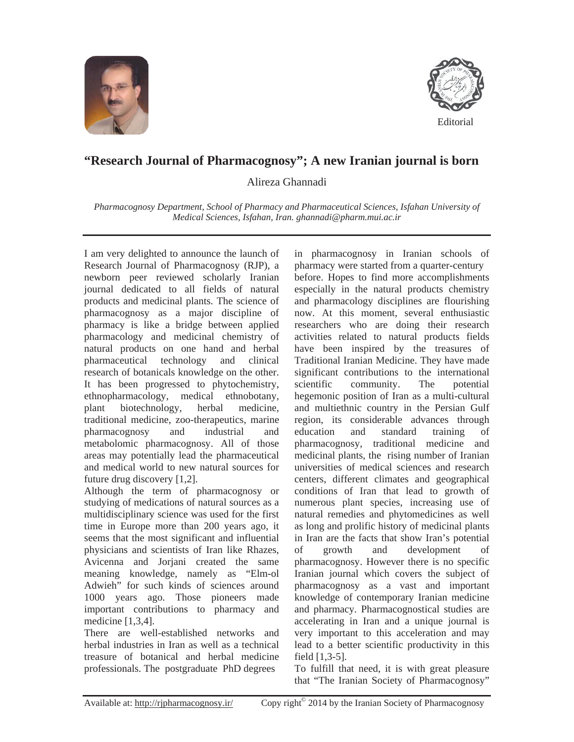Editorial

# "Research Journal of Pharmacognosy"; A new Iranian journal is born

Alireza Ghannadi

*Pharmacognosy Department, School of Pharmacy and Pharmaceutical Sciences, Isfahan University of Medical Sciences, Isfahan, Iran. ghannadi@pharm.mui.ac.ir*

---

I am very delighted to announce the launch of Research Journal of Pharmacognosy (RJP), a newborn peer reviewed scholarly Iranian journal dedicated to all fields of natural products and medicinal plants. The science of pharmacognosy as a major discipline of pharmacy is like a bridge between applied pharmacology and medicinal chemistry of natural products on one hand and herbal pharmaceutical technology and clinical research of botanicals knowledge on the other. It has been progressed to phytochemistry, ethnopharmacology, medical ethnobotany, plant biotechnology, herbal medicine, traditional medicine, zoo-therapeutics, marine pharmacognosy and industrial and metabolomic pharmacognosy. All of those areas may potentially lead the pharmaceutical and medical world to new natural sources for future drug discovery [1,2].

Although the term of pharmacognosy or studying of medications of natural sources as a multidisciplinary science was used for the first time in Europe more than 200 years ago, it seems that the most significant and influential physicians and scientists of Iran like Rhazes, Avicenna and Jorjani created the same meaning knowledge, namely as "Elm-ol Adwieh" for such kinds of sciences around 1000 years ago. Those pioneers made important contributions to pharmacy and medicine [1,3,4].

There are well-established networks and herbal industries in Iran as well as a technical treasure of botanical and herbal medicine professionals. The postgraduate PhD degrees in pharmacognosy in Iranian schools of pharmacy were started from a quarter-century before. Hopes to find more accomplishments especially in the natural products chemistry and pharmacology disciplines are flourishing now. At this moment, several enthusiastic researchers who are doing their research activities related to natural products fields have been inspired by the treasures of Traditional Iranian Medicine. They have made significant contributions to the international scientific community. The potential hegemonic position of Iran as a multi-cultural and multiethnic country in the Persian Gulf region, its considerable advances through education and standard training of pharmacognosy, traditional medicine and medicinal plants, the rising number of Iranian universities of medical sciences and research centers, different climates and geographical conditions of Iran that lead to growth of numerous plant species, increasing use of natural remedies and phytomedicines as well as long and prolific history of medicinal plants in Iran are the facts that show Iran's potential of growth and development of pharmacognosy. However there is no specific Iranian journal which covers the subject of pharmacognosy as a vast and important knowledge of contemporary Iranian medicine and pharmacy. Pharmacognostical studies are accelerating in Iran and a unique journal is very important to this acceleration and may lead to a better scientific productivity in this field [1,3-5].

To fulfill that need, it is with great pleasure that "The Iranian Society of Pharmacognosy"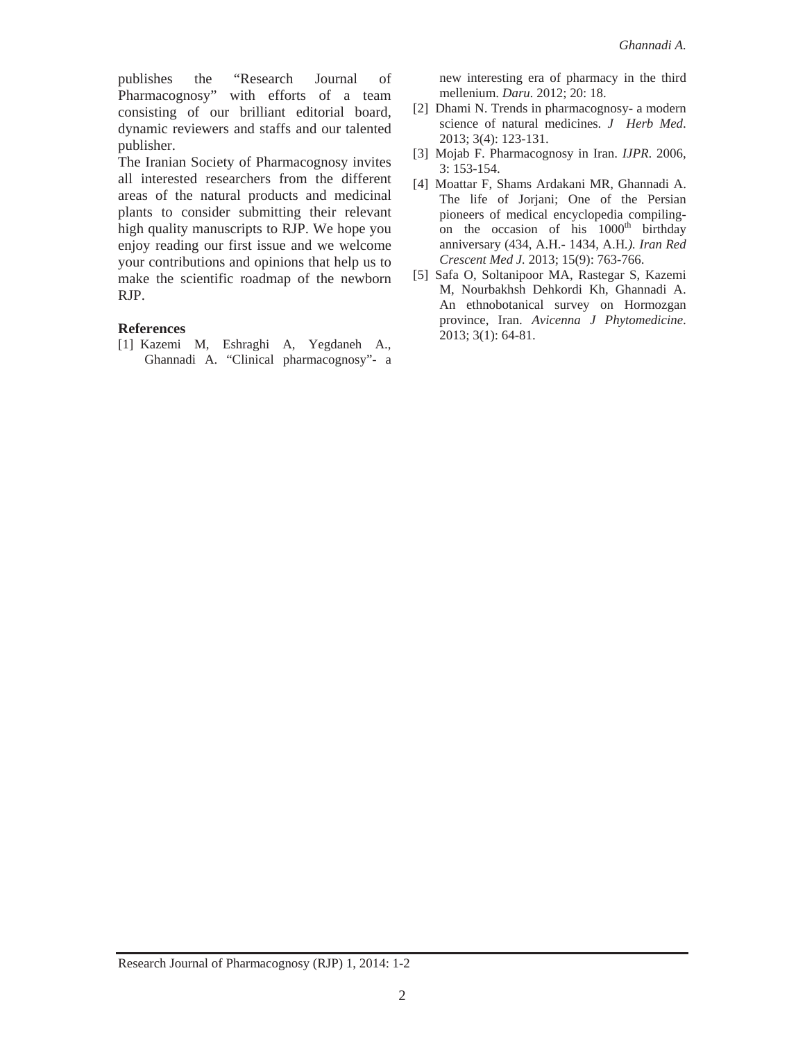publishes the "Research Journal of Pharmacognosy" with efforts of a team consisting of our brilliant editorial board, dynamic reviewers and staffs and our talented publisher.

The Iranian Society of Pharmacognosy invites all interested researchers from the different areas of the natural products and medicinal plants to consider submitting their relevant high quality manuscripts to RJP. We hope you enjoy reading our first issue and we welcome your contributions and opinions that help us to make the scientific roadmap of the newborn RJP.

## References

[1] Kazemi M, Eshraghi A, Yegdaneh A., Ghannadi A. "Clinical pharmacognosy"- a new interesting era of pharmacy in the third mellenium. *Daru*. 2012; 20: 18.

[2] Dhami N. Trends in pharmacognosy- a modern science of natural medicines. *J Herb Med*. 2013; 3(4): 123-131.

[3] Mojab F. Pharmacognosy in Iran. *IJPR*. 2006, 3: 153-154.

[4] Moattar F, Shams Ardakani MR, Ghannadi A. The life of Jorjani; One of the Persian pioneers of medical encyclopedia compiling- on the occasion of his 1000th birthday anniversary (434, A.H.- 1434, A.H*.). Iran Red Crescent Med J*. 2013; 15(9): 763-766.

[5] Safa O, Soltanipoor MA, Rastegar S, Kazemi M, Nourbakhsh Dehkordi Kh, Ghannadi A. An ethnobotanical survey on Hormozgan province, Iran. *Avicenna J Phytomedicine*. 2013; 3(1): 64-81.